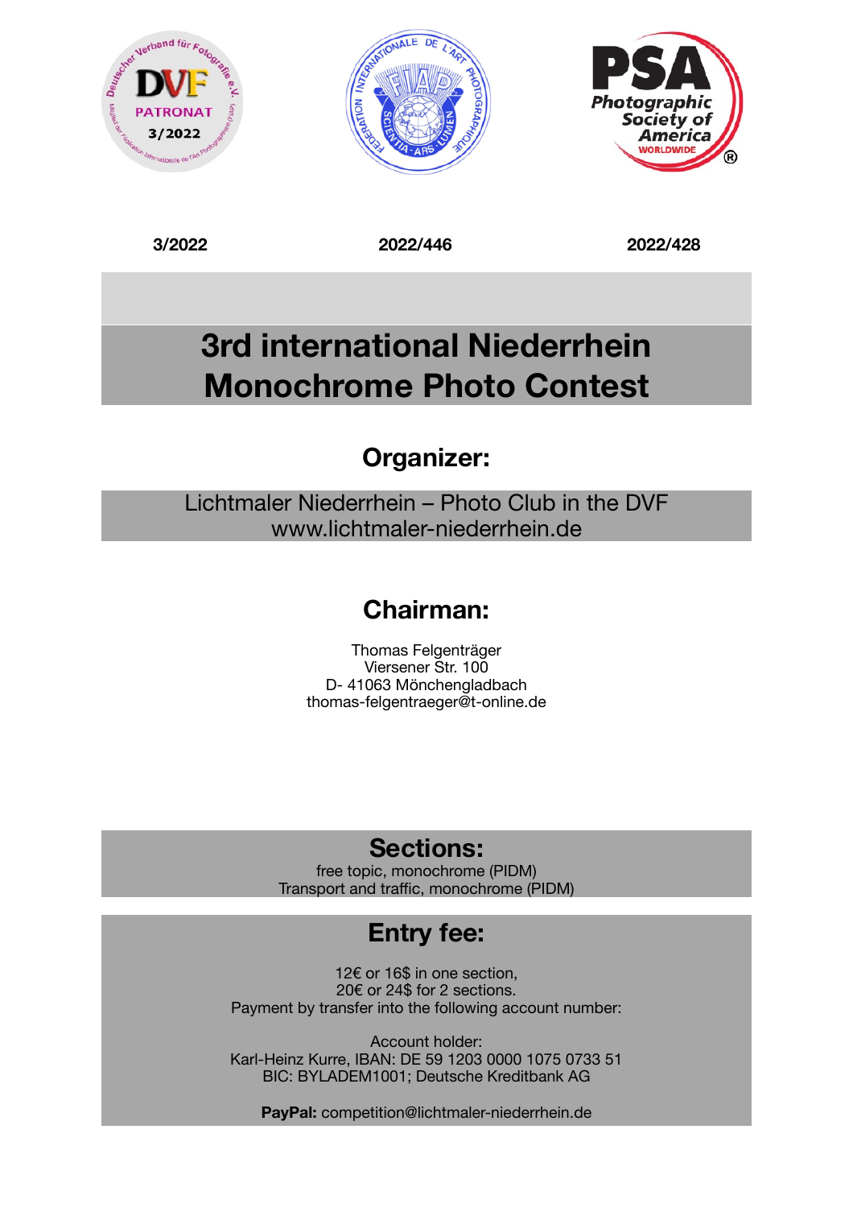| 3/2022 | 2022/446 | 2022/428 |
| --- | --- | --- |

# 3rd international Niederrhein Monochrome Photo Contest

## Organizer:

Lichtmaler Niederrhein – Photo Club in the DVF
www.lichtmaler-niederrhein.de

## Chairman:

Thomas Felgenträger
Viersener Str. 100
D- 41063 Mönchengladbach
thomas-felgentraeger@t-online.de

## Sections:

free topic, monochrome (PIDM)
Transport and traffic, monochrome (PIDM)

## Entry fee:

12€ or 16$ in one section,
20€ or 24$ for 2 sections.
Payment by transfer into the following account number:

Account holder:
Karl-Heinz Kurre, IBAN: DE 59 1203 0000 1075 0733 51
BIC: BYLADEM1001; Deutsche Kreditbank AG

**PayPal:** competition@lichtmaler-niederrhein.de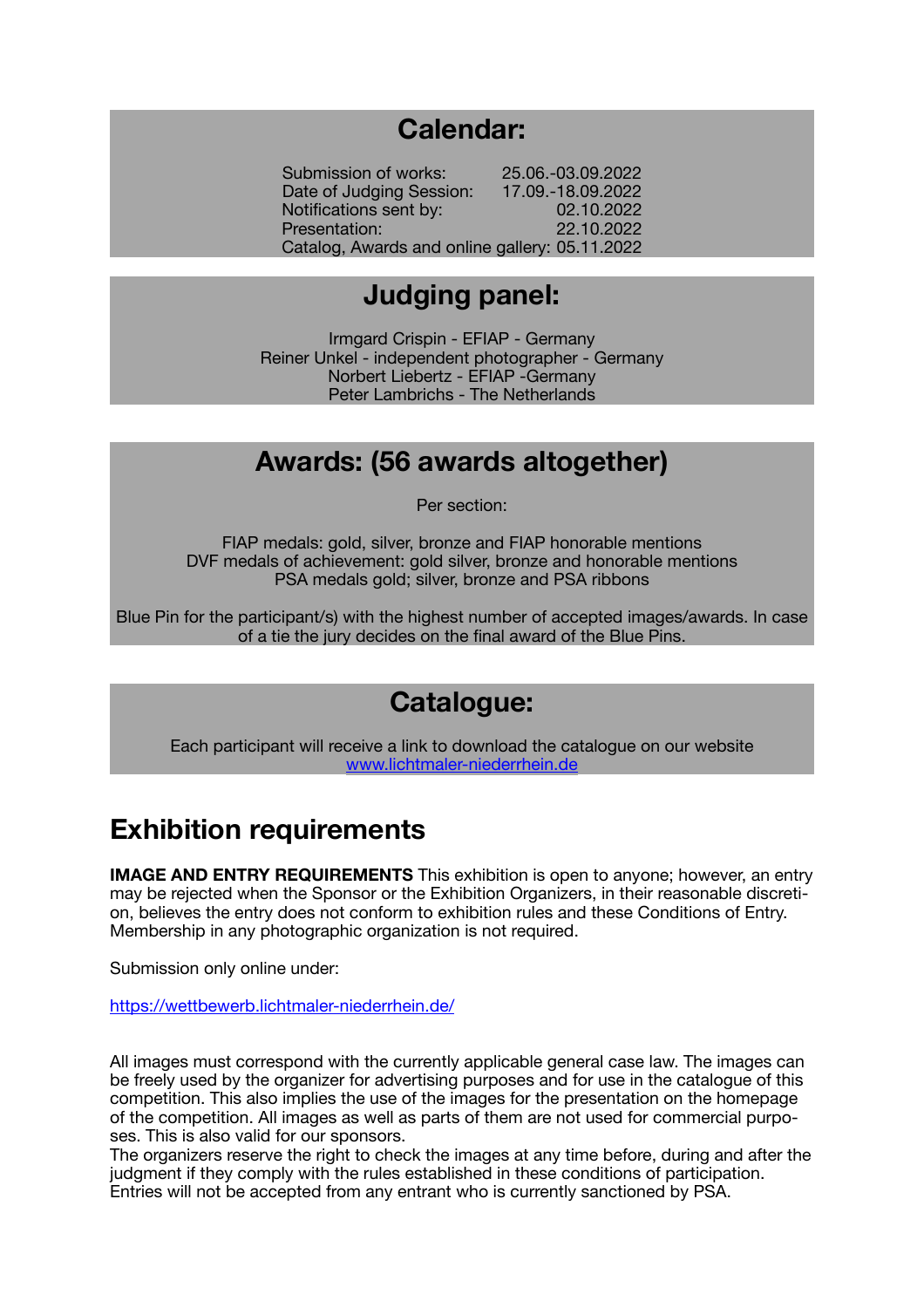## Calendar:

Submission of works: 25.06.-03.09.2022
Date of Judging Session: 17.09.-18.09.2022
Notifications sent by: 02.10.2022
Presentation: 22.10.2022
Catalog, Awards and online gallery: 05.11.2022

## Judging panel:

Irmgard Crispin - EFIAP - Germany
Reiner Unkel - independent photographer - Germany
Norbert Liebertz - EFIAP -Germany
Peter Lambrichs - The Netherlands

## Awards: (56 awards altogether)

Per section:

FIAP medals: gold, silver, bronze and FIAP honorable mentions
DVF medals of achievement: gold silver, bronze and honorable mentions
PSA medals gold; silver, bronze and PSA ribbons

Blue Pin for the participant/s) with the highest number of accepted images/awards. In case of a tie the jury decides on the final award of the Blue Pins.

## Catalogue:

Each participant will receive a link to download the catalogue on our website [www.lichtmaler-niederrhein.de](www.lichtmaler-niederrhein.de)

# Exhibition requirements

**IMAGE AND ENTRY REQUIREMENTS** This exhibition is open to anyone; however, an entry may be rejected when the Sponsor or the Exhibition Organizers, in their reasonable discretion, believes the entry does not conform to exhibition rules and these Conditions of Entry. Membership in any photographic organization is not required.

Submission only online under:

[https://wettbewerb.lichtmaler-niederrhein.de/](https://wettbewerb.lichtmaler-niederrhein.de/)

All images must correspond with the currently applicable general case law. The images can be freely used by the organizer for advertising purposes and for use in the catalogue of this competition. This also implies the use of the images for the presentation on the homepage of the competition. All images as well as parts of them are not used for commercial purposes. This is also valid for our sponsors.
The organizers reserve the right to check the images at any time before, during and after the judgment if they comply with the rules established in these conditions of participation. Entries will not be accepted from any entrant who is currently sanctioned by PSA.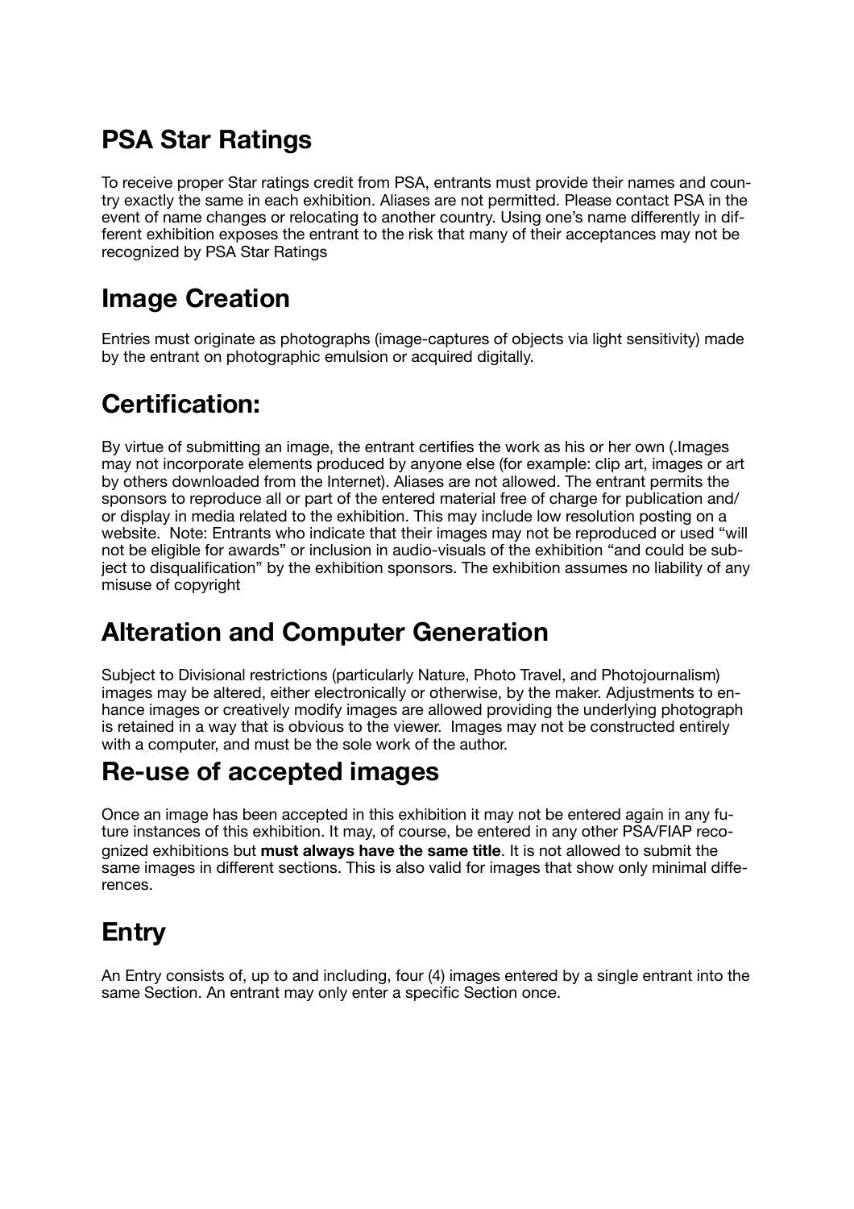## PSA Star Ratings

To receive proper Star ratings credit from PSA, entrants must provide their names and country exactly the same in each exhibition. Aliases are not permitted. Please contact PSA in the event of name changes or relocating to another country. Using one's name differently in different exhibition exposes the entrant to the risk that many of their acceptances may not be recognized by PSA Star Ratings

## Image Creation

Entries must originate as photographs (image-captures of objects via light sensitivity) made by the entrant on photographic emulsion or acquired digitally.

## Certification:

By virtue of submitting an image, the entrant certifies the work as his or her own (.Images may not incorporate elements produced by anyone else (for example: clip art, images or art by others downloaded from the Internet). Aliases are not allowed. The entrant permits the sponsors to reproduce all or part of the entered material free of charge for publication and/or display in media related to the exhibition. This may include low resolution posting on a website. Note: Entrants who indicate that their images may not be reproduced or used "will not be eligible for awards" or inclusion in audio-visuals of the exhibition "and could be subject to disqualification" by the exhibition sponsors. The exhibition assumes no liability of any misuse of copyright

## Alteration and Computer Generation

Subject to Divisional restrictions (particularly Nature, Photo Travel, and Photojournalism) images may be altered, either electronically or otherwise, by the maker. Adjustments to enhance images or creatively modify images are allowed providing the underlying photograph is retained in a way that is obvious to the viewer. Images may not be constructed entirely with a computer, and must be the sole work of the author.

## Re-use of accepted images

Once an image has been accepted in this exhibition it may not be entered again in any future instances of this exhibition. It may, of course, be entered in any other PSA/FIAP recognized exhibitions but **must always have the same title**. It is not allowed to submit the same images in different sections. This is also valid for images that show only minimal differences.

## Entry

An Entry consists of, up to and including, four (4) images entered by a single entrant into the same Section. An entrant may only enter a specific Section once.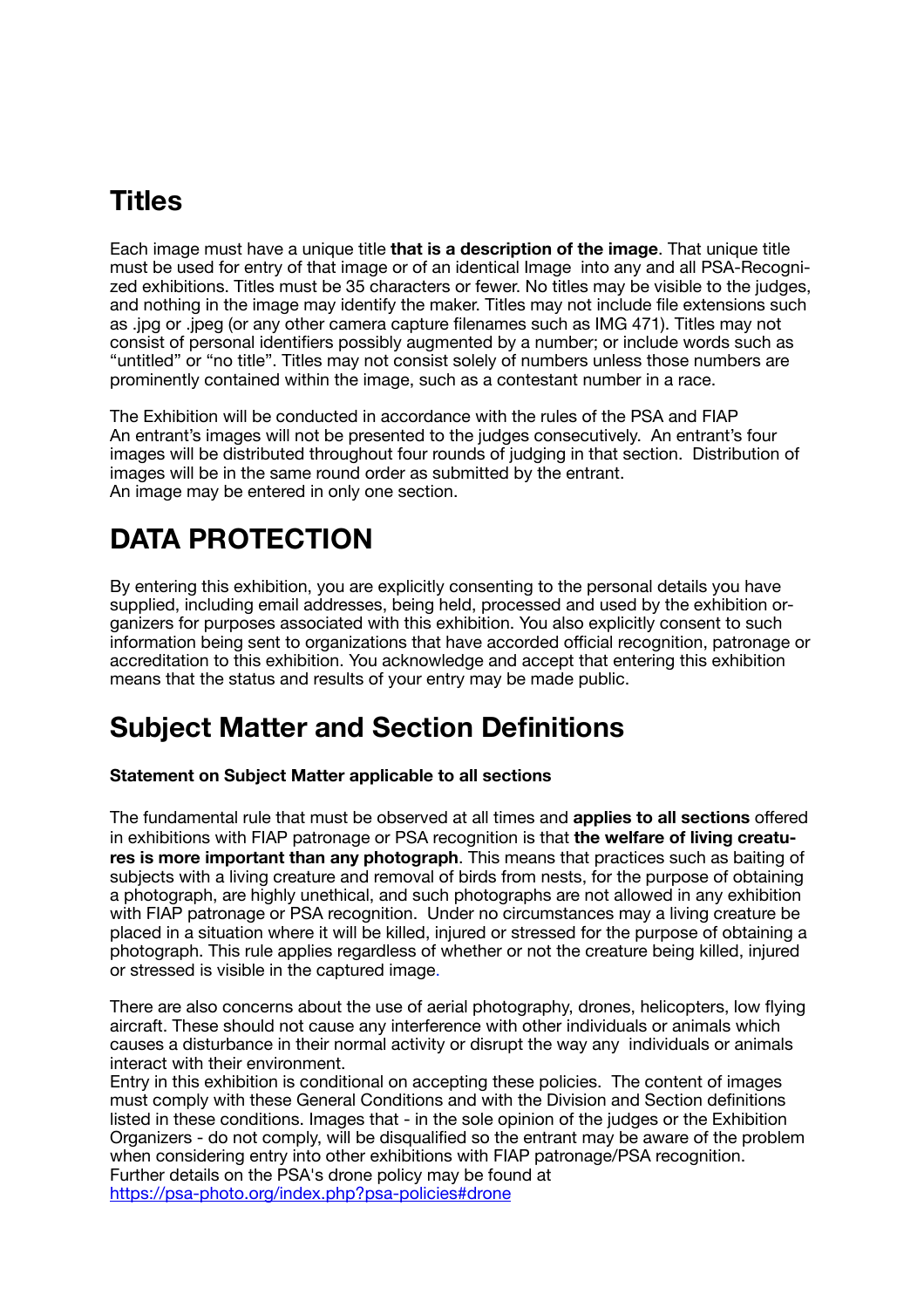## Titles

Each image must have a unique title **that is a description of the image**. That unique title must be used for entry of that image or of an identical Image into any and all PSA-Recognized exhibitions. Titles must be 35 characters or fewer. No titles may be visible to the judges, and nothing in the image may identify the maker. Titles may not include file extensions such as .jpg or .jpeg (or any other camera capture filenames such as IMG 471). Titles may not consist of personal identifiers possibly augmented by a number; or include words such as "untitled" or "no title". Titles may not consist solely of numbers unless those numbers are prominently contained within the image, such as a contestant number in a race.

The Exhibition will be conducted in accordance with the rules of the PSA and FIAP
An entrant's images will not be presented to the judges consecutively. An entrant's four images will be distributed throughout four rounds of judging in that section. Distribution of images will be in the same round order as submitted by the entrant.
An image may be entered in only one section.

# DATA PROTECTION

By entering this exhibition, you are explicitly consenting to the personal details you have supplied, including email addresses, being held, processed and used by the exhibition organizers for purposes associated with this exhibition. You also explicitly consent to such information being sent to organizations that have accorded official recognition, patronage or accreditation to this exhibition. You acknowledge and accept that entering this exhibition means that the status and results of your entry may be made public.

# Subject Matter and Section Definitions

**Statement on Subject Matter applicable to all sections**

The fundamental rule that must be observed at all times and **applies to all sections** offered in exhibitions with FIAP patronage or PSA recognition is that **the welfare of living creatures is more important than any photograph**. This means that practices such as baiting of subjects with a living creature and removal of birds from nests, for the purpose of obtaining a photograph, are highly unethical, and such photographs are not allowed in any exhibition with FIAP patronage or PSA recognition. Under no circumstances may a living creature be placed in a situation where it will be killed, injured or stressed for the purpose of obtaining a photograph. This rule applies regardless of whether or not the creature being killed, injured or stressed is visible in the captured image.

There are also concerns about the use of aerial photography, drones, helicopters, low flying aircraft. These should not cause any interference with other individuals or animals which causes a disturbance in their normal activity or disrupt the way any individuals or animals interact with their environment.
Entry in this exhibition is conditional on accepting these policies. The content of images must comply with these General Conditions and with the Division and Section definitions listed in these conditions. Images that - in the sole opinion of the judges or the Exhibition Organizers - do not comply, will be disqualified so the entrant may be aware of the problem when considering entry into other exhibitions with FIAP patronage/PSA recognition.
Further details on the PSA's drone policy may be found at
https://psa-photo.org/index.php?psa-policies#drone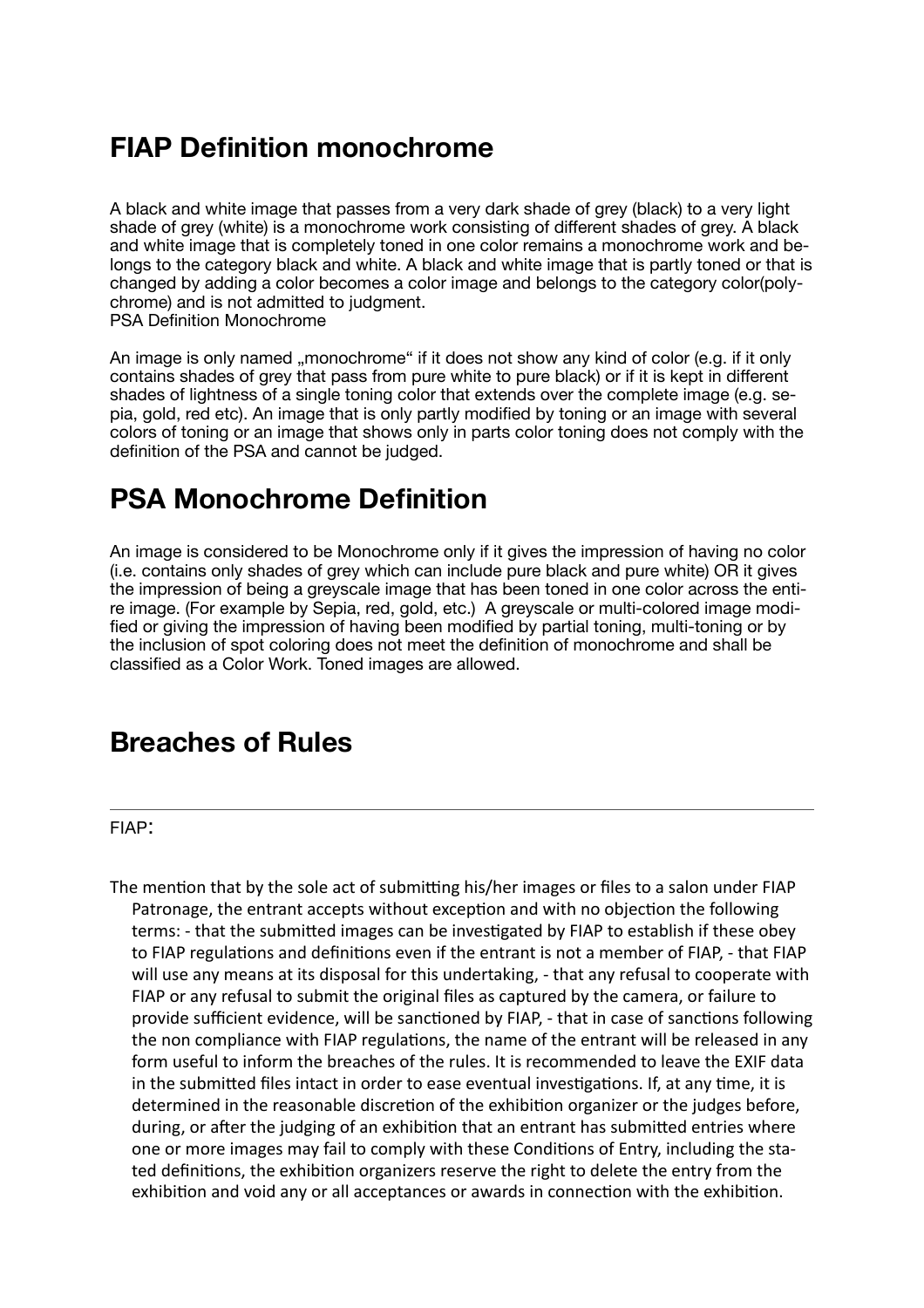## FIAP Definition monochrome

A black and white image that passes from a very dark shade of grey (black) to a very light shade of grey (white) is a monochrome work consisting of different shades of grey. A black and white image that is completely toned in one color remains a monochrome work and belongs to the category black and white. A black and white image that is partly toned or that is changed by adding a color becomes a color image and belongs to the category color(polychrome) and is not admitted to judgment.
PSA Definition Monochrome

An image is only named „monochrome" if it does not show any kind of color (e.g. if it only contains shades of grey that pass from pure white to pure black) or if it is kept in different shades of lightness of a single toning color that extends over the complete image (e.g. sepia, gold, red etc). An image that is only partly modified by toning or an image with several colors of toning or an image that shows only in parts color toning does not comply with the definition of the PSA and cannot be judged.

## PSA Monochrome Definition

An image is considered to be Monochrome only if it gives the impression of having no color (i.e. contains only shades of grey which can include pure black and pure white) OR it gives the impression of being a greyscale image that has been toned in one color across the entire image. (For example by Sepia, red, gold, etc.) A greyscale or multi-colored image modified or giving the impression of having been modified by partial toning, multi-toning or by the inclusion of spot coloring does not meet the definition of monochrome and shall be classified as a Color Work. Toned images are allowed.

## Breaches of Rules

---

FIAP:

The mention that by the sole act of submitting his/her images or files to a salon under FIAP Patronage, the entrant accepts without exception and with no objection the following terms: - that the submitted images can be investigated by FIAP to establish if these obey to FIAP regulations and definitions even if the entrant is not a member of FIAP, - that FIAP will use any means at its disposal for this undertaking, - that any refusal to cooperate with FIAP or any refusal to submit the original files as captured by the camera, or failure to provide sufficient evidence, will be sanctioned by FIAP, - that in case of sanctions following the non compliance with FIAP regulations, the name of the entrant will be released in any form useful to inform the breaches of the rules. It is recommended to leave the EXIF data in the submitted files intact in order to ease eventual investigations. If, at any time, it is determined in the reasonable discretion of the exhibition organizer or the judges before, during, or after the judging of an exhibition that an entrant has submitted entries where one or more images may fail to comply with these Conditions of Entry, including the stated definitions, the exhibition organizers reserve the right to delete the entry from the exhibition and void any or all acceptances or awards in connection with the exhibition.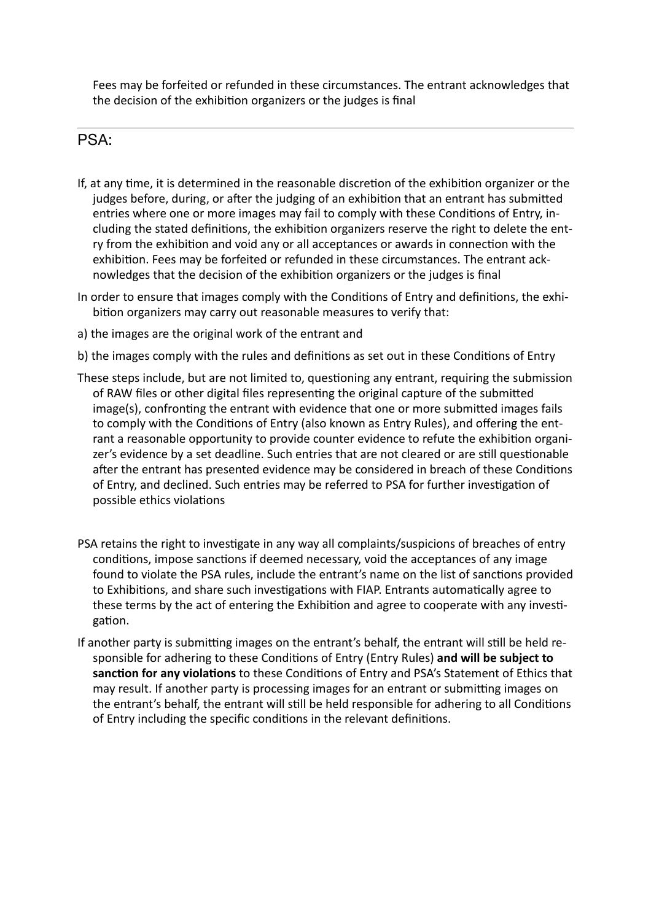Fees may be forfeited or refunded in these circumstances. The entrant acknowledges that the decision of the exhibition organizers or the judges is final

---

## PSA:

If, at any time, it is determined in the reasonable discretion of the exhibition organizer or the judges before, during, or after the judging of an exhibition that an entrant has submitted entries where one or more images may fail to comply with these Conditions of Entry, including the stated definitions, the exhibition organizers reserve the right to delete the entry from the exhibition and void any or all acceptances or awards in connection with the exhibition. Fees may be forfeited or refunded in these circumstances. The entrant acknowledges that the decision of the exhibition organizers or the judges is final

In order to ensure that images comply with the Conditions of Entry and definitions, the exhibition organizers may carry out reasonable measures to verify that:

a) the images are the original work of the entrant and

b) the images comply with the rules and definitions as set out in these Conditions of Entry

These steps include, but are not limited to, questioning any entrant, requiring the submission of RAW files or other digital files representing the original capture of the submitted image(s), confronting the entrant with evidence that one or more submitted images fails to comply with the Conditions of Entry (also known as Entry Rules), and offering the entrant a reasonable opportunity to provide counter evidence to refute the exhibition organizer's evidence by a set deadline. Such entries that are not cleared or are still questionable after the entrant has presented evidence may be considered in breach of these Conditions of Entry, and declined. Such entries may be referred to PSA for further investigation of possible ethics violations

PSA retains the right to investigate in any way all complaints/suspicions of breaches of entry conditions, impose sanctions if deemed necessary, void the acceptances of any image found to violate the PSA rules, include the entrant's name on the list of sanctions provided to Exhibitions, and share such investigations with FIAP. Entrants automatically agree to these terms by the act of entering the Exhibition and agree to cooperate with any investigation.

If another party is submitting images on the entrant's behalf, the entrant will still be held responsible for adhering to these Conditions of Entry (Entry Rules) **and will be subject to sanction for any violations** to these Conditions of Entry and PSA's Statement of Ethics that may result. If another party is processing images for an entrant or submitting images on the entrant's behalf, the entrant will still be held responsible for adhering to all Conditions of Entry including the specific conditions in the relevant definitions.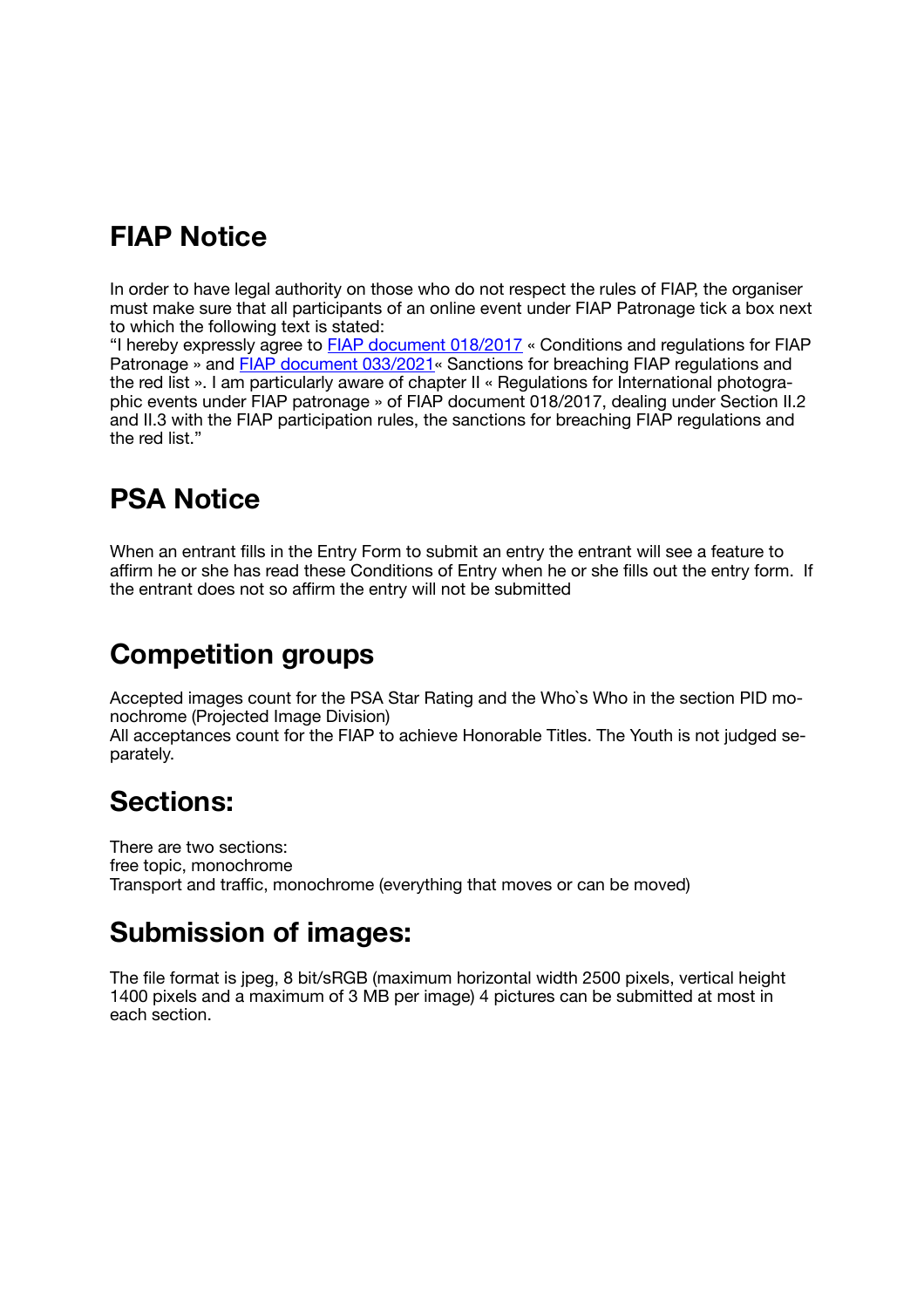## FIAP Notice

In order to have legal authority on those who do not respect the rules of FIAP, the organiser must make sure that all participants of an online event under FIAP Patronage tick a box next to which the following text is stated:
"I hereby expressly agree to FIAP document 018/2017 « Conditions and regulations for FIAP Patronage » and FIAP document 033/2021« Sanctions for breaching FIAP regulations and the red list ». I am particularly aware of chapter II « Regulations for International photographic events under FIAP patronage » of FIAP document 018/2017, dealing under Section II.2 and II.3 with the FIAP participation rules, the sanctions for breaching FIAP regulations and the red list."

## PSA Notice

When an entrant fills in the Entry Form to submit an entry the entrant will see a feature to affirm he or she has read these Conditions of Entry when he or she fills out the entry form.  If the entrant does not so affirm the entry will not be submitted

## Competition groups

Accepted images count for the PSA Star Rating and the Who`s Who in the section PID monochrome (Projected Image Division)
All acceptances count for the FIAP to achieve Honorable Titles. The Youth is not judged separately.

## Sections:

There are two sections:
free topic, monochrome
Transport and traffic, monochrome (everything that moves or can be moved)

## Submission of images:

The file format is jpeg, 8 bit/sRGB (maximum horizontal width 2500 pixels, vertical height 1400 pixels and a maximum of 3 MB per image) 4 pictures can be submitted at most in each section.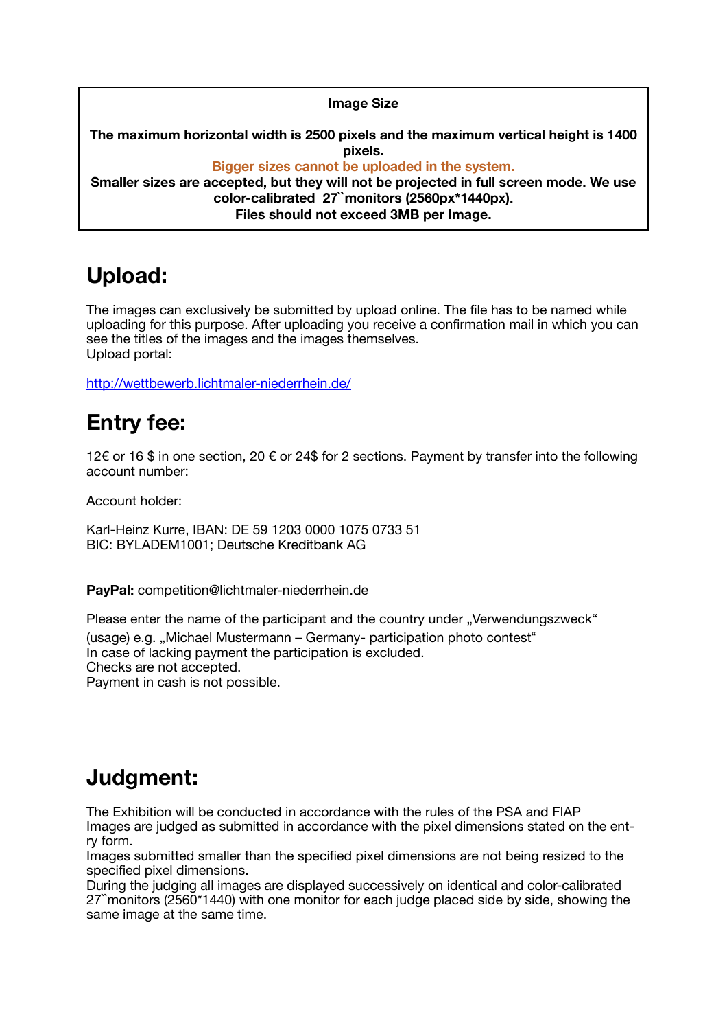**Image Size**

**The maximum horizontal width is 2500 pixels and the maximum vertical height is 1400 pixels.**

**Bigger sizes cannot be uploaded in the system.**

**Smaller sizes are accepted, but they will not be projected in full screen mode. We use color-calibrated 27`` monitors (2560px*1440px).**

**Files should not exceed 3MB per Image.**

## Upload:

The images can exclusively be submitted by upload online. The file has to be named while uploading for this purpose. After uploading you receive a confirmation mail in which you can see the titles of the images and the images themselves.
Upload portal:

http://wettbewerb.lichtmaler-niederrhein.de/

## Entry fee:

12€ or 16 $ in one section, 20 € or 24$ for 2 sections. Payment by transfer into the following account number:

Account holder:

Karl-Heinz Kurre, IBAN: DE 59 1203 0000 1075 0733 51
BIC: BYLADEM1001; Deutsche Kreditbank AG

**PayPal:** competition@lichtmaler-niederrhein.de

Please enter the name of the participant and the country under „Verwendungszweck" (usage) e.g. „Michael Mustermann – Germany- participation photo contest"
In case of lacking payment the participation is excluded.
Checks are not accepted.
Payment in cash is not possible.

## Judgment:

The Exhibition will be conducted in accordance with the rules of the PSA and FIAP
Images are judged as submitted in accordance with the pixel dimensions stated on the entry form.
Images submitted smaller than the specified pixel dimensions are not being resized to the specified pixel dimensions.
During the judging all images are displayed successively on identical and color-calibrated 27``monitors (2560*1440) with one monitor for each judge placed side by side, showing the same image at the same time.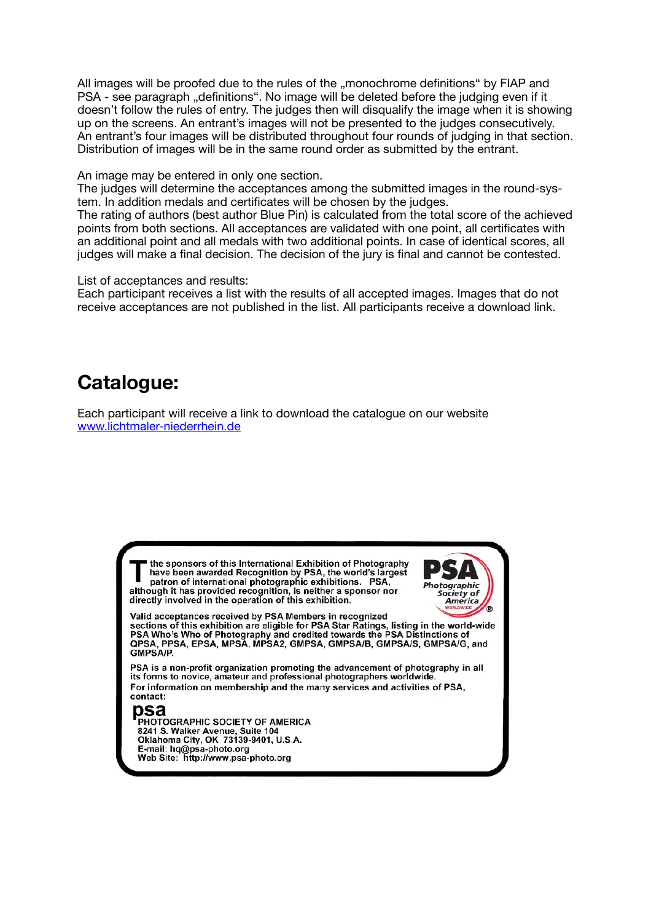All images will be proofed due to the rules of the „monochrome definitions" by FIAP and PSA - see paragraph „definitions". No image will be deleted before the judging even if it doesn't follow the rules of entry. The judges then will disqualify the image when it is showing up on the screens. An entrant's images will not be presented to the judges consecutively. An entrant's four images will be distributed throughout four rounds of judging in that section. Distribution of images will be in the same round order as submitted by the entrant.

An image may be entered in only one section.
The judges will determine the acceptances among the submitted images in the round-system. In addition medals and certificates will be chosen by the judges.
The rating of authors (best author Blue Pin) is calculated from the total score of the achieved points from both sections. All acceptances are validated with one point, all certificates with an additional point and all medals with two additional points. In case of identical scores, all judges will make a final decision. The decision of the jury is final and cannot be contested.

List of acceptances and results:
Each participant receives a list with the results of all accepted images. Images that do not receive acceptances are not published in the list. All participants receive a download link.

## Catalogue:

Each participant will receive a link to download the catalogue on our website [www.lichtmaler-niederrhein.de](www.lichtmaler-niederrhein.de)

The sponsors of this International Exhibition of Photography have been awarded Recognition by PSA, the world's largest patron of international photographic exhibitions. PSA, although it has provided recognition, is neither a sponsor nor directly involved in the operation of this exhibition.

**PSA** Photographic Society of America WORLDWIDE ®

Valid acceptances received by PSA Members in recognized sections of this exhibition are eligible for PSA Star Ratings, listing in the world-wide PSA Who's Who of Photography and credited towards the PSA Distinctions of QPSA, PPSA, EPSA, MPSA, MPSA2, GMPSA, GMPSA/B, GMPSA/S, GMPSA/G, and GMPSA/P.

PSA is a non-profit organization promoting the advancement of photography in all its forms to novice, amateur and professional photographers worldwide.
For information on membership and the many services and activities of PSA, contact:

**psa**
PHOTOGRAPHIC SOCIETY OF AMERICA
8241 S. Walker Avenue, Suite 104
Oklahoma City, OK 73139-9401, U.S.A.
E-mail: hq@psa-photo.org
Web Site: http://www.psa-photo.org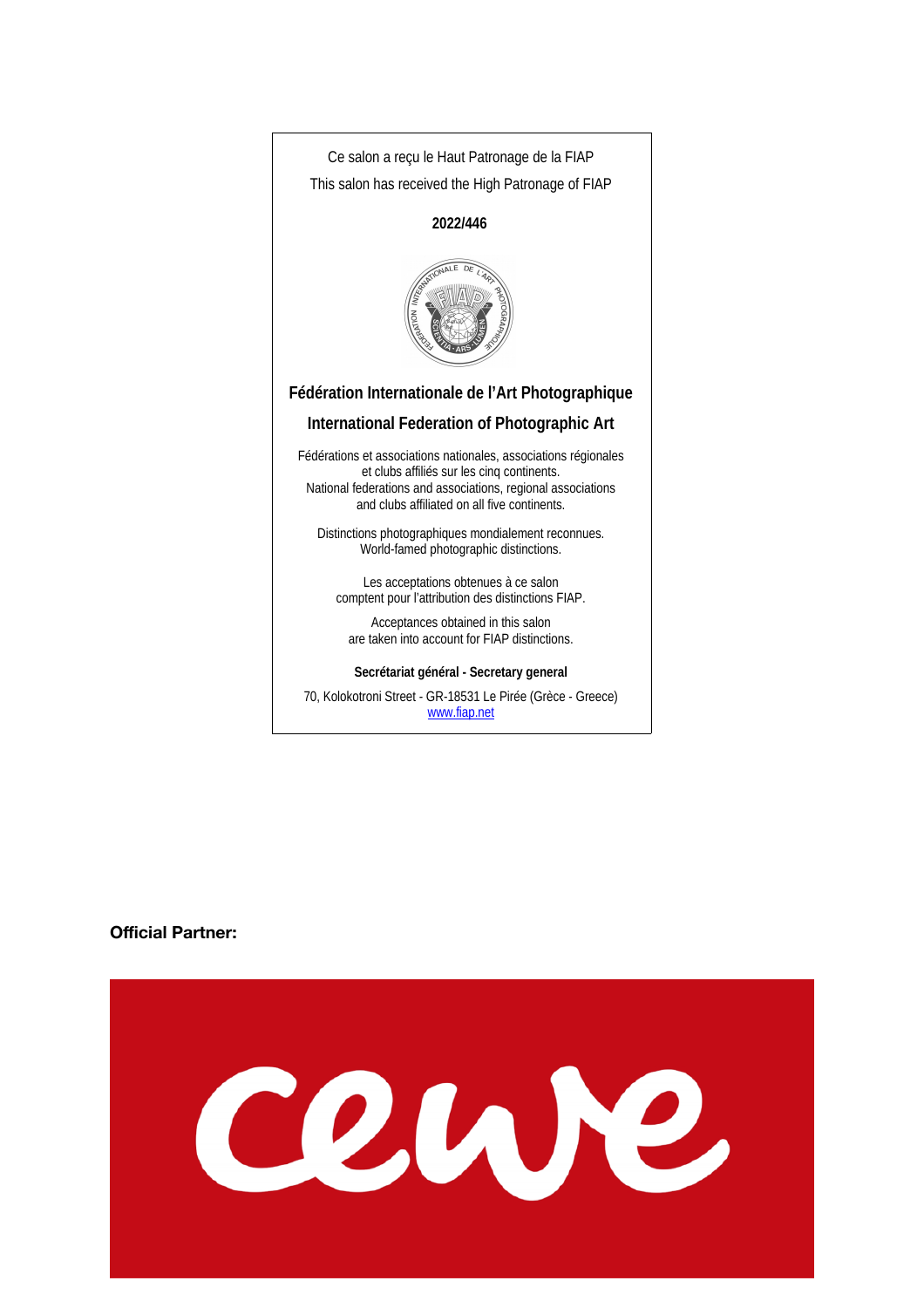Ce salon a reçu le Haut Patronage de la FIAP

This salon has received the High Patronage of FIAP

**2022/446**

**Fédération Internationale de l'Art Photographique**

**International Federation of Photographic Art**

Fédérations et associations nationales, associations régionales et clubs affiliés sur les cinq continents.
National federations and associations, regional associations and clubs affiliated on all five continents.

Distinctions photographiques mondialement reconnues.
World-famed photographic distinctions.

Les acceptations obtenues à ce salon comptent pour l'attribution des distinctions FIAP.

Acceptances obtained in this salon are taken into account for FIAP distinctions.

**Secrétariat général - Secretary general**

70, Kolokotroni Street - GR-18531 Le Pirée (Grèce - Greece)
www.fiap.net

**Official Partner:**